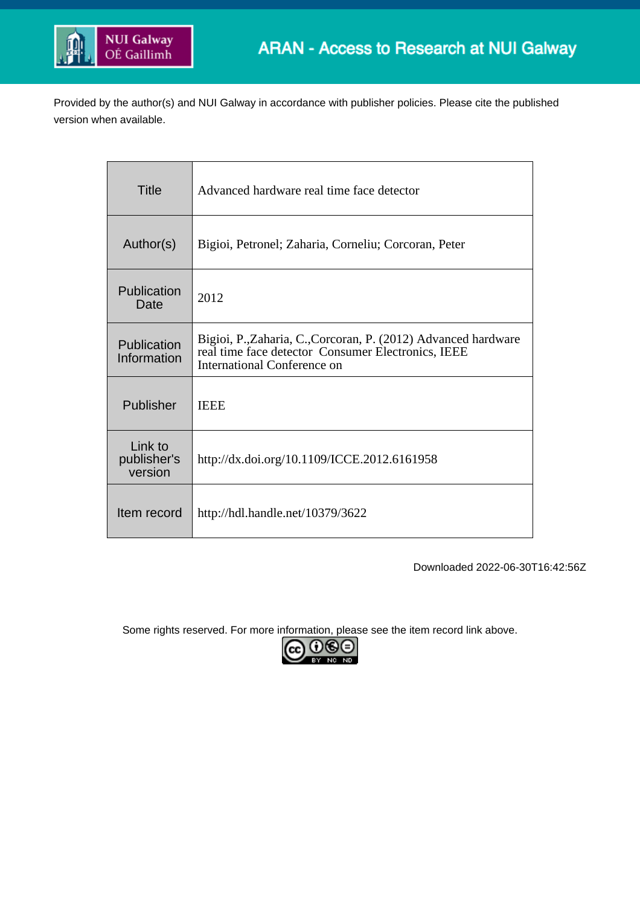NUI Galway
OÉ Gaillimh

ARAN - Access to Research at NUI Galway

Provided by the author(s) and NUI Galway in accordance with publisher policies. Please cite the published version when available.

| | |
|---|---|
| Title | Advanced hardware real time face detector |
| Author(s) | Bigioi, Petronel; Zaharia, Corneliu; Corcoran, Peter |
| Publication Date | 2012 |
| Publication Information | Bigioi, P.,Zaharia, C.,Corcoran, P. (2012) Advanced hardware real time face detector Consumer Electronics, IEEE International Conference on |
| Publisher | IEEE |
| Link to publisher's version | http://dx.doi.org/10.1109/ICCE.2012.6161958 |
| Item record | http://hdl.handle.net/10379/3622 |

Downloaded 2022-06-30T16:42:56Z

Some rights reserved. For more information, please see the item record link above.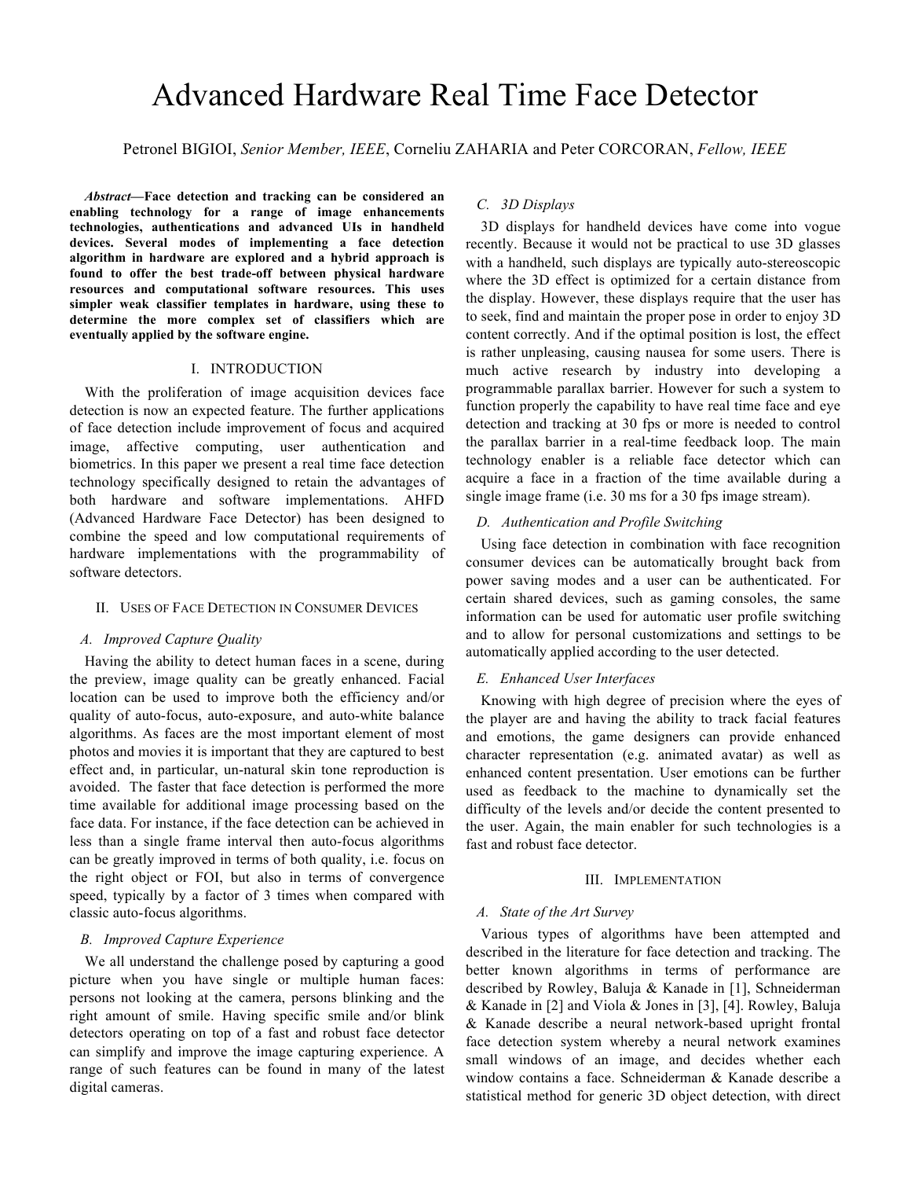# Advanced Hardware Real Time Face Detector

Petronel BIGIOI, *Senior Member, IEEE*, Corneliu ZAHARIA and Peter CORCORAN, *Fellow, IEEE*

***Abstract*—Face detection and tracking can be considered an enabling technology for a range of image enhancements technologies, authentications and advanced UIs in handheld devices. Several modes of implementing a face detection algorithm in hardware are explored and a hybrid approach is found to offer the best trade-off between physical hardware resources and computational software resources. This uses simpler weak classifier templates in hardware, using these to determine the more complex set of classifiers which are eventually applied by the software engine.**

## I. INTRODUCTION

With the proliferation of image acquisition devices face detection is now an expected feature. The further applications of face detection include improvement of focus and acquired image, affective computing, user authentication and biometrics. In this paper we present a real time face detection technology specifically designed to retain the advantages of both hardware and software implementations. AHFD (Advanced Hardware Face Detector) has been designed to combine the speed and low computational requirements of hardware implementations with the programmability of software detectors.

## II. USES OF FACE DETECTION IN CONSUMER DEVICES

### *A. Improved Capture Quality*

Having the ability to detect human faces in a scene, during the preview, image quality can be greatly enhanced. Facial location can be used to improve both the efficiency and/or quality of auto-focus, auto-exposure, and auto-white balance algorithms. As faces are the most important element of most photos and movies it is important that they are captured to best effect and, in particular, un-natural skin tone reproduction is avoided. The faster that face detection is performed the more time available for additional image processing based on the face data. For instance, if the face detection can be achieved in less than a single frame interval then auto-focus algorithms can be greatly improved in terms of both quality, i.e. focus on the right object or FOI, but also in terms of convergence speed, typically by a factor of 3 times when compared with classic auto-focus algorithms.

### *B. Improved Capture Experience*

We all understand the challenge posed by capturing a good picture when you have single or multiple human faces: persons not looking at the camera, persons blinking and the right amount of smile. Having specific smile and/or blink detectors operating on top of a fast and robust face detector can simplify and improve the image capturing experience. A range of such features can be found in many of the latest digital cameras.

### *C. 3D Displays*

3D displays for handheld devices have come into vogue recently. Because it would not be practical to use 3D glasses with a handheld, such displays are typically auto-stereoscopic where the 3D effect is optimized for a certain distance from the display. However, these displays require that the user has to seek, find and maintain the proper pose in order to enjoy 3D content correctly. And if the optimal position is lost, the effect is rather unpleasing, causing nausea for some users. There is much active research by industry into developing a programmable parallax barrier. However for such a system to function properly the capability to have real time face and eye detection and tracking at 30 fps or more is needed to control the parallax barrier in a real-time feedback loop. The main technology enabler is a reliable face detector which can acquire a face in a fraction of the time available during a single image frame (i.e. 30 ms for a 30 fps image stream).

### *D. Authentication and Profile Switching*

Using face detection in combination with face recognition consumer devices can be automatically brought back from power saving modes and a user can be authenticated. For certain shared devices, such as gaming consoles, the same information can be used for automatic user profile switching and to allow for personal customizations and settings to be automatically applied according to the user detected.

### *E. Enhanced User Interfaces*

Knowing with high degree of precision where the eyes of the player are and having the ability to track facial features and emotions, the game designers can provide enhanced character representation (e.g. animated avatar) as well as enhanced content presentation. User emotions can be further used as feedback to the machine to dynamically set the difficulty of the levels and/or decide the content presented to the user. Again, the main enabler for such technologies is a fast and robust face detector.

## III. IMPLEMENTATION

### *A. State of the Art Survey*

Various types of algorithms have been attempted and described in the literature for face detection and tracking. The better known algorithms in terms of performance are described by Rowley, Baluja & Kanade in [1], Schneiderman & Kanade in [2] and Viola & Jones in [3], [4]. Rowley, Baluja & Kanade describe a neural network-based upright frontal face detection system whereby a neural network examines small windows of an image, and decides whether each window contains a face. Schneiderman & Kanade describe a statistical method for generic 3D object detection, with direct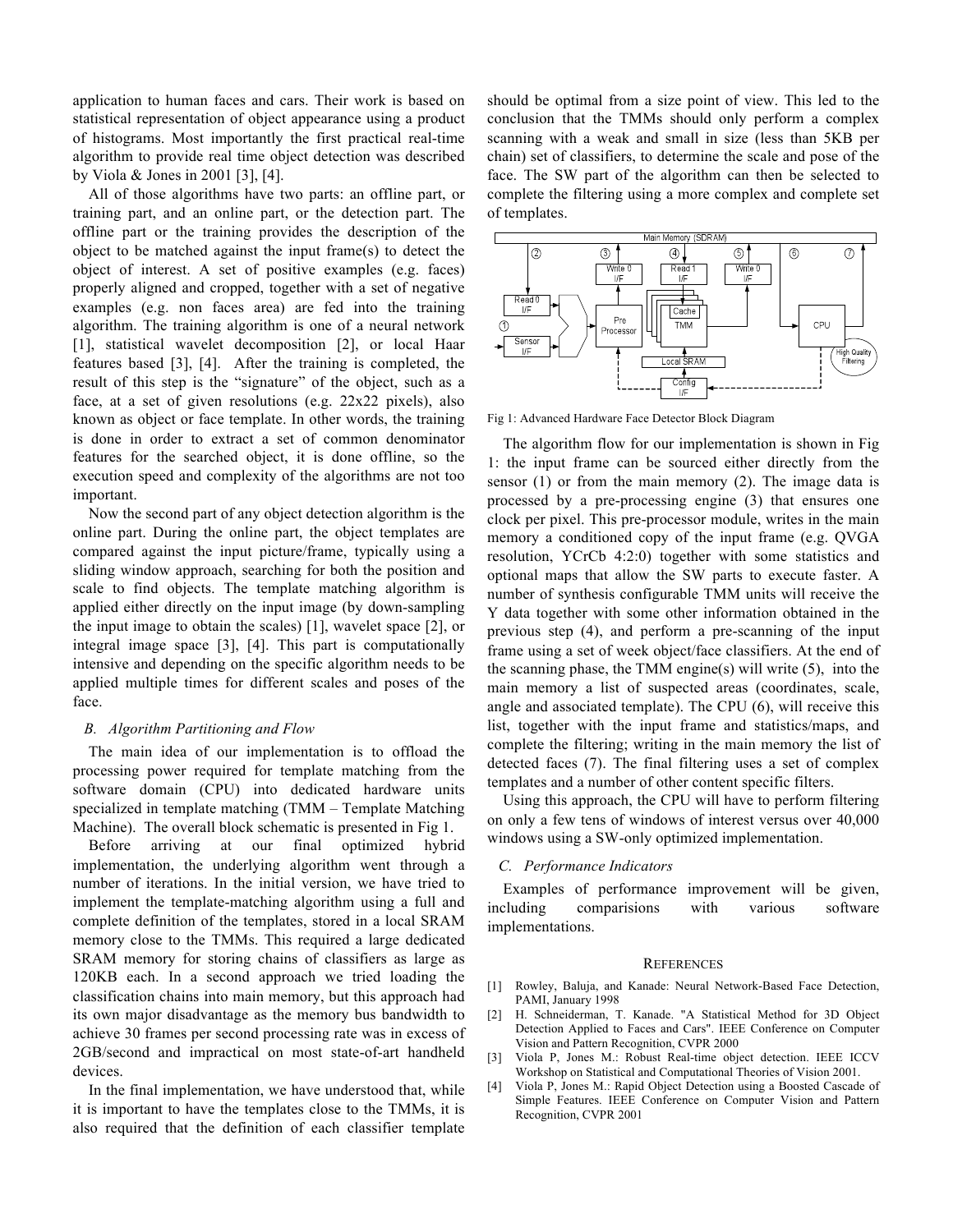application to human faces and cars. Their work is based on statistical representation of object appearance using a product of histograms. Most importantly the first practical real-time algorithm to provide real time object detection was described by Viola & Jones in 2001 [3], [4].

All of those algorithms have two parts: an offline part, or training part, and an online part, or the detection part. The offline part or the training provides the description of the object to be matched against the input frame(s) to detect the object of interest. A set of positive examples (e.g. faces) properly aligned and cropped, together with a set of negative examples (e.g. non faces area) are fed into the training algorithm. The training algorithm is one of a neural network [1], statistical wavelet decomposition [2], or local Haar features based [3], [4]. After the training is completed, the result of this step is the "signature" of the object, such as a face, at a set of given resolutions (e.g. 22x22 pixels), also known as object or face template. In other words, the training is done in order to extract a set of common denominator features for the searched object, it is done offline, so the execution speed and complexity of the algorithms are not too important.

Now the second part of any object detection algorithm is the online part. During the online part, the object templates are compared against the input picture/frame, typically using a sliding window approach, searching for both the position and scale to find objects. The template matching algorithm is applied either directly on the input image (by down-sampling the input image to obtain the scales) [1], wavelet space [2], or integral image space [3], [4]. This part is computationally intensive and depending on the specific algorithm needs to be applied multiple times for different scales and poses of the face.

### *B. Algorithm Partitioning and Flow*

The main idea of our implementation is to offload the processing power required for template matching from the software domain (CPU) into dedicated hardware units specialized in template matching (TMM – Template Matching Machine). The overall block schematic is presented in Fig 1.

Before arriving at our final optimized hybrid implementation, the underlying algorithm went through a number of iterations. In the initial version, we have tried to implement the template-matching algorithm using a full and complete definition of the templates, stored in a local SRAM memory close to the TMMs. This required a large dedicated SRAM memory for storing chains of classifiers as large as 120KB each. In a second approach we tried loading the classification chains into main memory, but this approach had its own major disadvantage as the memory bus bandwidth to achieve 30 frames per second processing rate was in excess of 2GB/second and impractical on most state-of-art handheld devices.

In the final implementation, we have understood that, while it is important to have the templates close to the TMMs, it is also required that the definition of each classifier template should be optimal from a size point of view. This led to the conclusion that the TMMs should only perform a complex scanning with a weak and small in size (less than 5KB per chain) set of classifiers, to determine the scale and pose of the face. The SW part of the algorithm can then be selected to complete the filtering using a more complex and complete set of templates.

Main Memory (SDRAM)
2
3
4
5
6
7
Write 0 I/F
Read 1 I/F
Write 0 I/F
Read 0 I/F
1
Sensor I/F
Pre Processor
Cache
TMM
CPU
Local SRAM
High Quality Filtering
Config I/F

Fig 1: Advanced Hardware Face Detector Block Diagram

The algorithm flow for our implementation is shown in Fig 1: the input frame can be sourced either directly from the sensor (1) or from the main memory (2). The image data is processed by a pre-processing engine (3) that ensures one clock per pixel. This pre-processor module, writes in the main memory a conditioned copy of the input frame (e.g. QVGA resolution, YCrCb 4:2:0) together with some statistics and optional maps that allow the SW parts to execute faster. A number of synthesis configurable TMM units will receive the Y data together with some other information obtained in the previous step (4), and perform a pre-scanning of the input frame using a set of week object/face classifiers. At the end of the scanning phase, the TMM engine(s) will write (5), into the main memory a list of suspected areas (coordinates, scale, angle and associated template). The CPU (6), will receive this list, together with the input frame and statistics/maps, and complete the filtering; writing in the main memory the list of detected faces (7). The final filtering uses a set of complex templates and a number of other content specific filters.

Using this approach, the CPU will have to perform filtering on only a few tens of windows of interest versus over 40,000 windows using a SW-only optimized implementation.

### *C. Performance Indicators*

Examples of performance improvement will be given, including comparisions with various software implementations.

## REFERENCES

[1] Rowley, Baluja, and Kanade: Neural Network-Based Face Detection, PAMI, January 1998

[2] H. Schneiderman, T. Kanade. "A Statistical Method for 3D Object Detection Applied to Faces and Cars". IEEE Conference on Computer Vision and Pattern Recognition, CVPR 2000

[3] Viola P, Jones M.: Robust Real-time object detection. IEEE ICCV Workshop on Statistical and Computational Theories of Vision 2001.

[4] Viola P, Jones M.: Rapid Object Detection using a Boosted Cascade of Simple Features. IEEE Conference on Computer Vision and Pattern Recognition, CVPR 2001